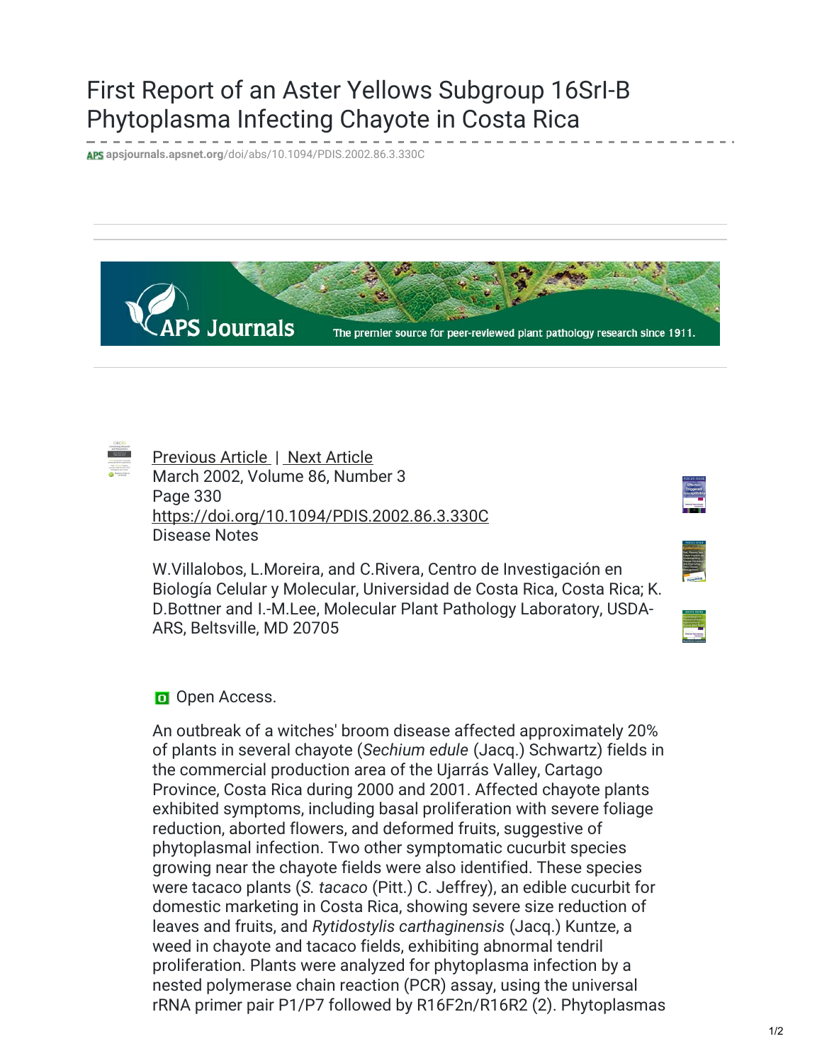# First Report of an Aster Yellows Subgroup 16SrI-B Phytoplasma Infecting Chayote in Costa Rica

apsjournals.apsnet.org/doi/abs/10.1094/PDIS.2002.86.3.330C

Previous Article | Next Article

March 2002, Volume 86, Number 3
Page 330
https://doi.org/10.1094/PDIS.2002.86.3.330C
Disease Notes

W.Villalobos, L.Moreira, and C.Rivera, Centro de Investigación en Biología Celular y Molecular, Universidad de Costa Rica, Costa Rica; K. D.Bottner and I.-M.Lee, Molecular Plant Pathology Laboratory, USDA-ARS, Beltsville, MD 20705

Open Access.

An outbreak of a witches' broom disease affected approximately 20% of plants in several chayote (*Sechium edule* (Jacq.) Schwartz) fields in the commercial production area of the Ujarrás Valley, Cartago Province, Costa Rica during 2000 and 2001. Affected chayote plants exhibited symptoms, including basal proliferation with severe foliage reduction, aborted flowers, and deformed fruits, suggestive of phytoplasmal infection. Two other symptomatic cucurbit species growing near the chayote fields were also identified. These species were tacaco plants (*S. tacaco* (Pitt.) C. Jeffrey), an edible cucurbit for domestic marketing in Costa Rica, showing severe size reduction of leaves and fruits, and *Rytidostylis carthaginensis* (Jacq.) Kuntze, a weed in chayote and tacaco fields, exhibiting abnormal tendril proliferation. Plants were analyzed for phytoplasma infection by a nested polymerase chain reaction (PCR) assay, using the universal rRNA primer pair P1/P7 followed by R16F2n/R16R2 (2). Phytoplasmas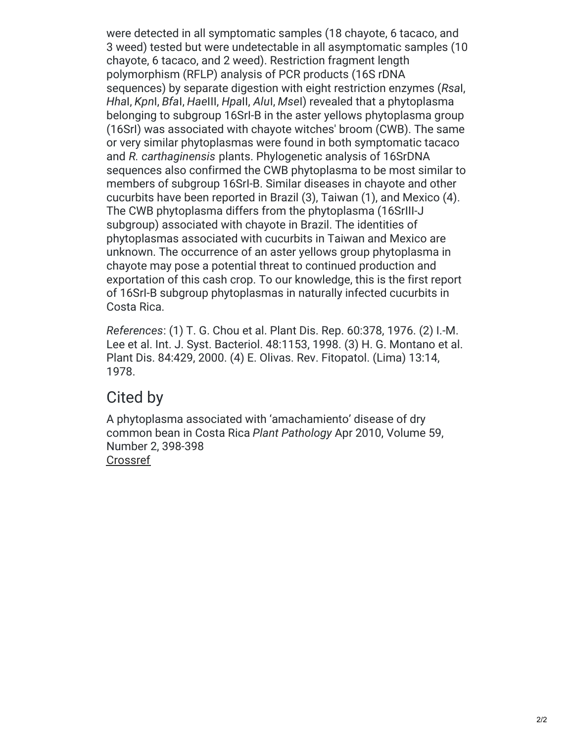were detected in all symptomatic samples (18 chayote, 6 tacaco, and 3 weed) tested but were undetectable in all asymptomatic samples (10 chayote, 6 tacaco, and 2 weed). Restriction fragment length polymorphism (RFLP) analysis of PCR products (16S rDNA sequences) by separate digestion with eight restriction enzymes (*Rsa*I, *Hha*I, *Kpn*I, *Bfa*I, *Hae*III, *Hpa*II, *Alu*I, *Mse*I) revealed that a phytoplasma belonging to subgroup 16SrI-B in the aster yellows phytoplasma group (16SrI) was associated with chayote witches' broom (CWB). The same or very similar phytoplasmas were found in both symptomatic tacaco and *R. carthaginensis* plants. Phylogenetic analysis of 16SrDNA sequences also confirmed the CWB phytoplasma to be most similar to members of subgroup 16SrI-B. Similar diseases in chayote and other cucurbits have been reported in Brazil (3), Taiwan (1), and Mexico (4). The CWB phytoplasma differs from the phytoplasma (16SrIII-J subgroup) associated with chayote in Brazil. The identities of phytoplasmas associated with cucurbits in Taiwan and Mexico are unknown. The occurrence of an aster yellows group phytoplasma in chayote may pose a potential threat to continued production and exportation of this cash crop. To our knowledge, this is the first report of 16SrI-B subgroup phytoplasmas in naturally infected cucurbits in Costa Rica.

*References*: (1) T. G. Chou et al. Plant Dis. Rep. 60:378, 1976. (2) I.-M. Lee et al. Int. J. Syst. Bacteriol. 48:1153, 1998. (3) H. G. Montano et al. Plant Dis. 84:429, 2000. (4) E. Olivas. Rev. Fitopatol. (Lima) 13:14, 1978.

## Cited by

A phytoplasma associated with 'amachamiento' disease of dry common bean in Costa Rica *Plant Pathology* Apr 2010, Volume 59, Number 2, 398-398
Crossref